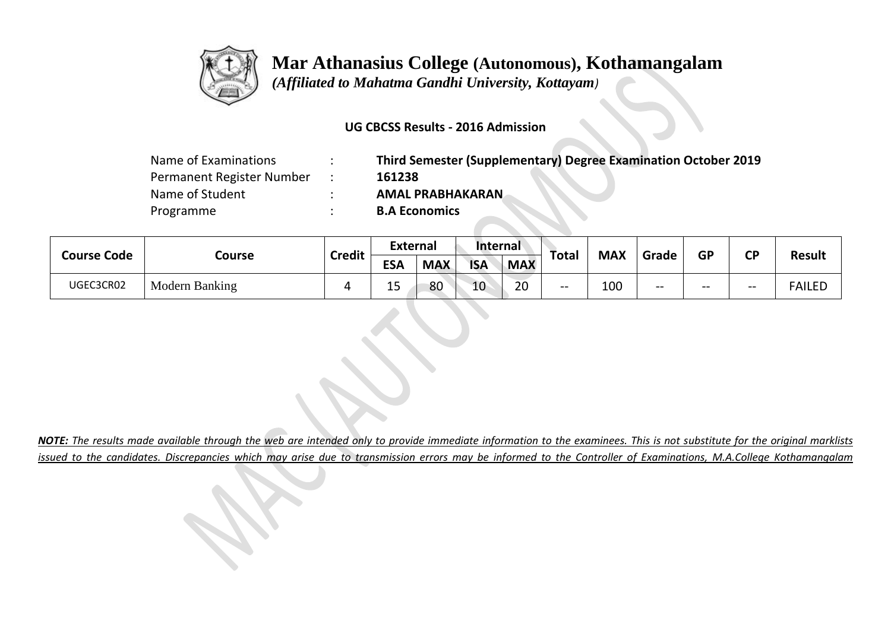# Mar Athanasius College (Autonomous), Kothamangalam

*(Affiliated to Mahatma Gandhi University, Kottayam)*

**UG CBCSS Results - 2016 Admission**

| | | |
|---|---|---|
| Name of Examinations | : | **Third Semester (Supplementary) Degree Examination October 2019** |
| Permanent Register Number | : | **161238** |
| Name of Student | : | **AMAL PRABHAKARAN** |
| Programme | : | **B.A Economics** |

| Course Code | Course | Credit | External | | Internal | | Total | MAX | Grade | GP | CP | Result |
|---|---|---|---|---|---|---|---|---|---|---|---|---|
| | | | ESA | MAX | ISA | MAX | | | | | | |
| UGEC3CR02 | Modern Banking | 4 | 15 | 80 | 10 | 20 | -- | 100 | -- | -- | -- | FAILED |

***NOTE:** The results made available through the web are intended only to provide immediate information to the examinees. This is not substitute for the original marklists issued to the candidates. Discrepancies which may arise due to transmission errors may be informed to the Controller of Examinations, M.A.College Kothamangalam*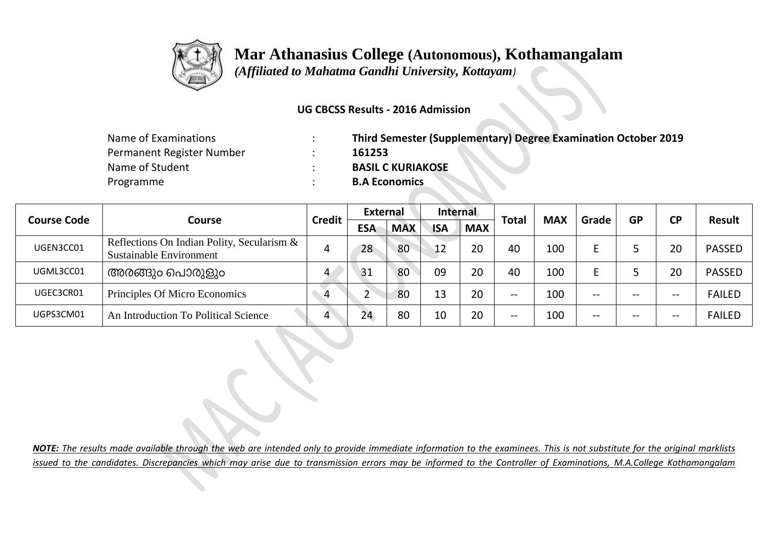# Mar Athanasius College (Autonomous), Kothamangalam

*(Affiliated to Mahatma Gandhi University, Kottayam)*

**UG CBCSS Results - 2016 Admission**

| | | |
|---|---|---|
| Name of Examinations | : | **Third Semester (Supplementary) Degree Examination October 2019** |
| Permanent Register Number | : | **161253** |
| Name of Student | : | **BASIL C KURIAKOSE** |
| Programme | : | **B.A Economics** |

| Course Code | Course | Credit | External | | Internal | | Total | MAX | Grade | GP | CP | Result |
|---|---|---|---|---|---|---|---|---|---|---|---|---|
| | | | ESA | MAX | ISA | MAX | | | | | | |
| UGEN3CC01 | Reflections On Indian Polity, Secularism & Sustainable Environment | 4 | 28 | 80 | 12 | 20 | 40 | 100 | E | 5 | 20 | PASSED |
| UGML3CC01 | അരങ്ങും പൊരുളും | 4 | 31 | 80 | 09 | 20 | 40 | 100 | E | 5 | 20 | PASSED |
| UGEC3CR01 | Principles Of Micro Economics | 4 | 2 | 80 | 13 | 20 | -- | 100 | -- | -- | -- | FAILED |
| UGPS3CM01 | An Introduction To Political Science | 4 | 24 | 80 | 10 | 20 | -- | 100 | -- | -- | -- | FAILED |

***NOTE:** The results made available through the web are intended only to provide immediate information to the examinees. This is not substitute for the original marklists issued to the candidates. Discrepancies which may arise due to transmission errors may be informed to the Controller of Examinations, M.A.College Kothamangalam*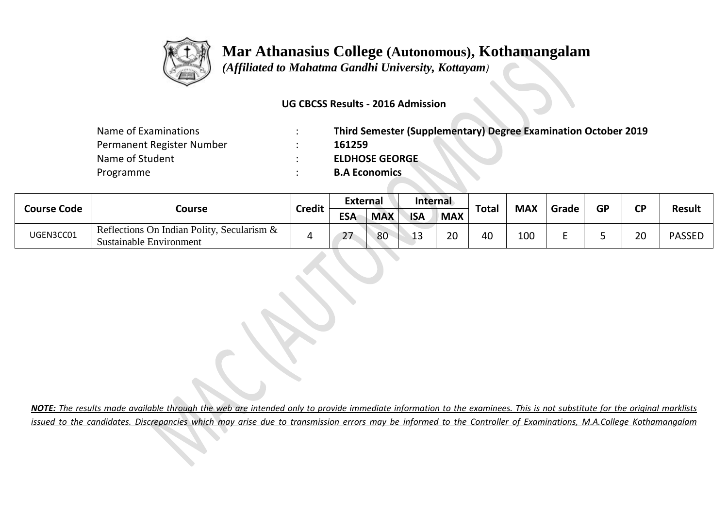# Mar Athanasius College (Autonomous), Kothamangalam

*(Affiliated to Mahatma Gandhi University, Kottayam)*

**UG CBCSS Results - 2016 Admission**

| | | |
|---|---|---|
| Name of Examinations | : | **Third Semester (Supplementary) Degree Examination October 2019** |
| Permanent Register Number | : | **161259** |
| Name of Student | : | **ELDHOSE GEORGE** |
| Programme | : | **B.A Economics** |

| Course Code | Course | Credit | External | | Internal | | Total | MAX | Grade | GP | CP | Result |
|---|---|---|---|---|---|---|---|---|---|---|---|---|
| | | | ESA | MAX | ISA | MAX | | | | | | |
| UGEN3CC01 | Reflections On Indian Polity, Secularism & Sustainable Environment | 4 | 27 | 80 | 13 | 20 | 40 | 100 | E | 5 | 20 | PASSED |

***NOTE:** The results made available through the web are intended only to provide immediate information to the examinees. This is not substitute for the original marklists issued to the candidates. Discrepancies which may arise due to transmission errors may be informed to the Controller of Examinations, M.A.College Kothamangalam*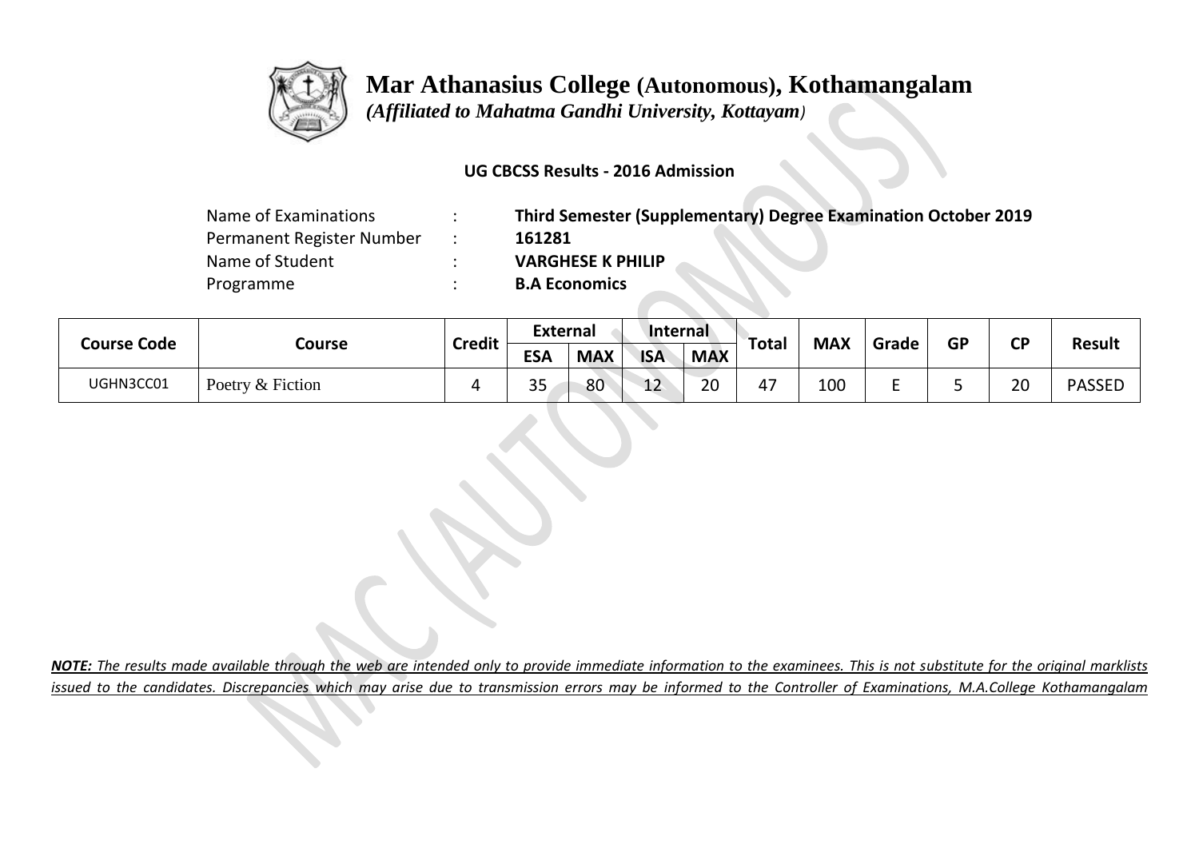# Mar Athanasius College (Autonomous), Kothamangalam

*(Affiliated to Mahatma Gandhi University, Kottayam)*

**UG CBCSS Results - 2016 Admission**

| | | |
|---|---|---|
| Name of Examinations | : | **Third Semester (Supplementary) Degree Examination October 2019** |
| Permanent Register Number | : | **161281** |
| Name of Student | : | **VARGHESE K PHILIP** |
| Programme | : | **B.A Economics** |

| Course Code | Course | Credit | External | | Internal | | Total | MAX | Grade | GP | CP | Result |
|---|---|---|---|---|---|---|---|---|---|---|---|---|
| | | | ESA | MAX | ISA | MAX | | | | | | |
| UGHN3CC01 | Poetry & Fiction | 4 | 35 | 80 | 12 | 20 | 47 | 100 | E | 5 | 20 | PASSED |

***NOTE:*** *The results made available through the web are intended only to provide immediate information to the examinees. This is not substitute for the original marklists issued to the candidates. Discrepancies which may arise due to transmission errors may be informed to the Controller of Examinations, M.A.College Kothamangalam*